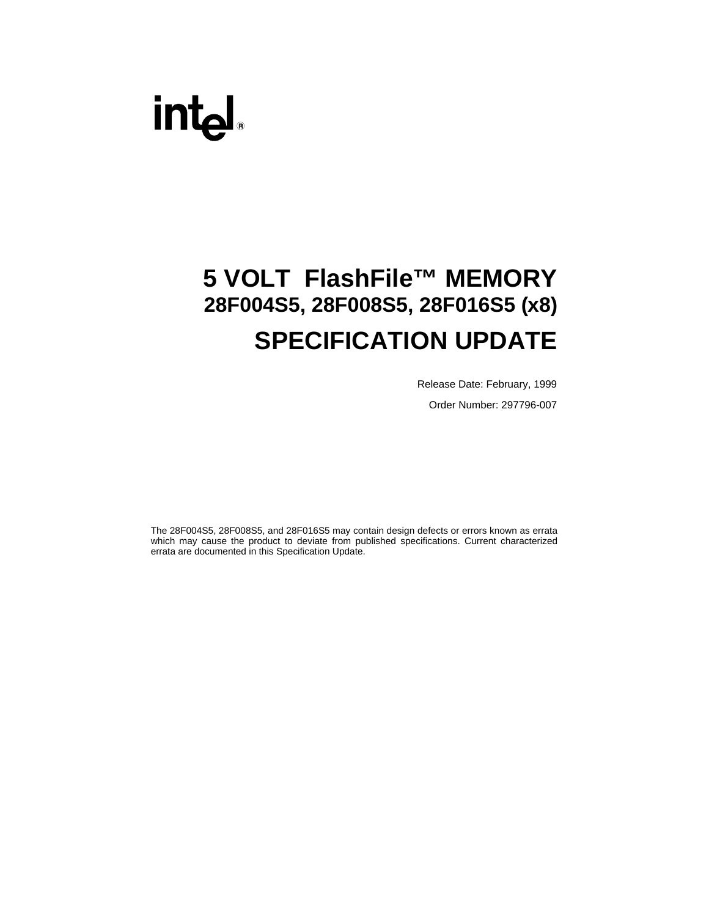# 5 VOLT FlashFile™ MEMORY

## 28F004S5, 28F008S5, 28F016S5 (x8)

# SPECIFICATION UPDATE

Release Date: February, 1999

Order Number: 297796-007

The 28F004S5, 28F008S5, and 28F016S5 may contain design defects or errors known as errata which may cause the product to deviate from published specifications. Current characterized errata are documented in this Specification Update.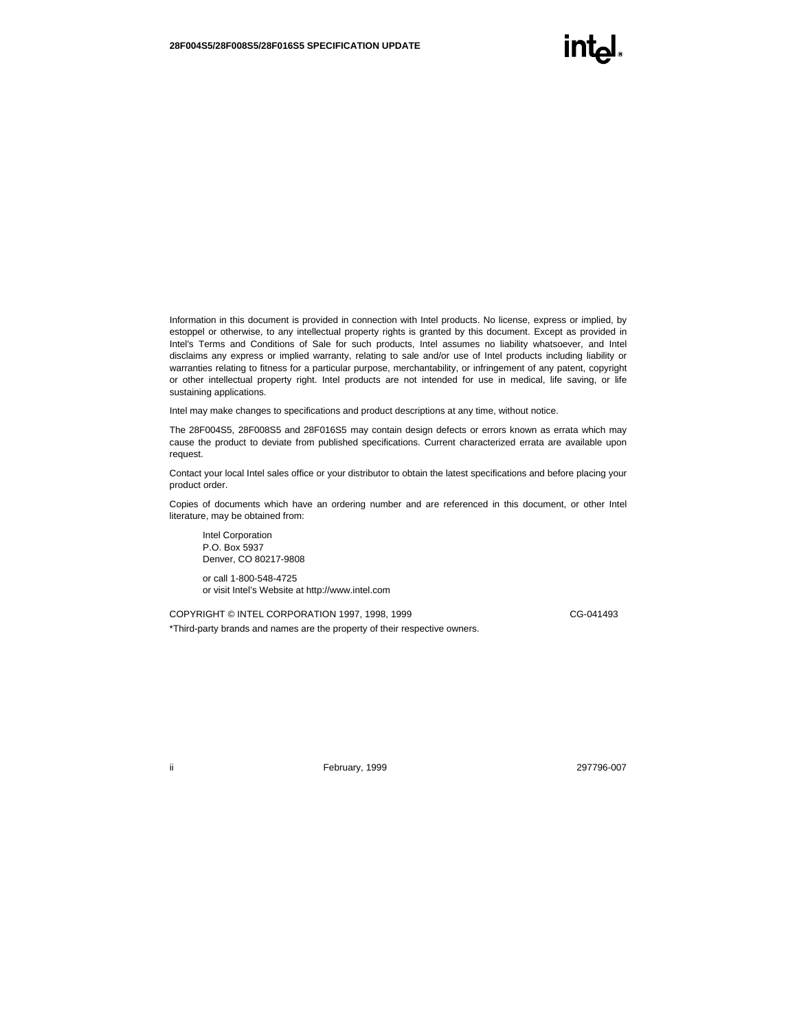Information in this document is provided in connection with Intel products. No license, express or implied, by estoppel or otherwise, to any intellectual property rights is granted by this document. Except as provided in Intel's Terms and Conditions of Sale for such products, Intel assumes no liability whatsoever, and Intel disclaims any express or implied warranty, relating to sale and/or use of Intel products including liability or warranties relating to fitness for a particular purpose, merchantability, or infringement of any patent, copyright or other intellectual property right. Intel products are not intended for use in medical, life saving, or life sustaining applications.

Intel may make changes to specifications and product descriptions at any time, without notice.

The 28F004S5, 28F008S5 and 28F016S5 may contain design defects or errors known as errata which may cause the product to deviate from published specifications. Current characterized errata are available upon request.

Contact your local Intel sales office or your distributor to obtain the latest specifications and before placing your product order.

Copies of documents which have an ordering number and are referenced in this document, or other Intel literature, may be obtained from:

Intel Corporation
P.O. Box 5937
Denver, CO 80217-9808

or call 1-800-548-4725
or visit Intel's Website at http://www.intel.com

COPYRIGHT © INTEL CORPORATION 1997, 1998, 1999 CG-041493

*Third-party brands and names are the property of their respective owners.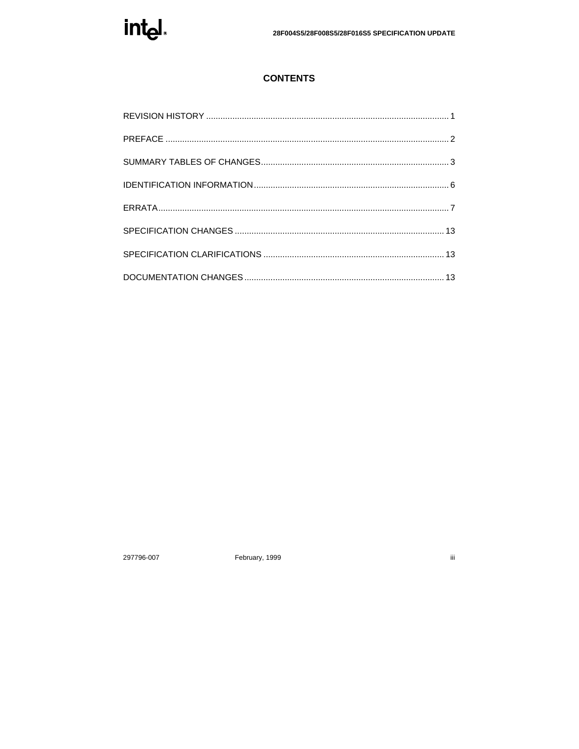# CONTENTS

REVISION HISTORY ..................................................................................................... 1

PREFACE ..................................................................................................................... 2

SUMMARY TABLES OF CHANGES.............................................................................. 3

IDENTIFICATION INFORMATION................................................................................. 6

ERRATA......................................................................................................................... 7

SPECIFICATION CHANGES ....................................................................................... 13

SPECIFICATION CLARIFICATIONS ........................................................................... 13

DOCUMENTATION CHANGES.................................................................................... 13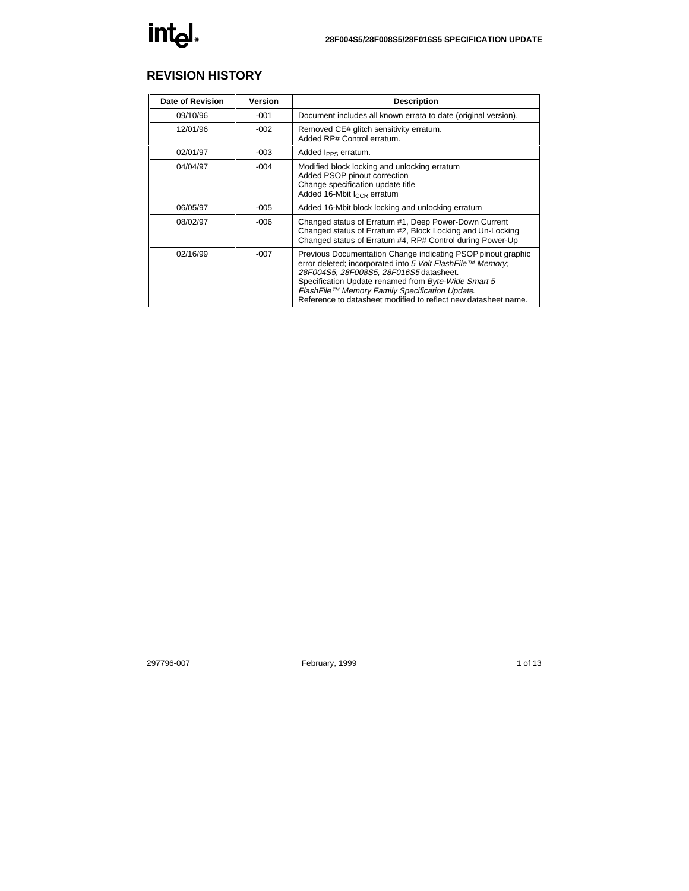## REVISION HISTORY

| Date of Revision | Version | Description |
|---|---|---|
| 09/10/96 | -001 | Document includes all known errata to date (original version). |
| 12/01/96 | -002 | Removed CE# glitch sensitivity erratum.<br>Added RP# Control erratum. |
| 02/01/97 | -003 | Added $I_{PPS}$ erratum. |
| 04/04/97 | -004 | Modified block locking and unlocking erratum<br>Added PSOP pinout correction<br>Change specification update title<br>Added 16-Mbit $I_{CCR}$ erratum |
| 06/05/97 | -005 | Added 16-Mbit block locking and unlocking erratum |
| 08/02/97 | -006 | Changed status of Erratum #1, Deep Power-Down Current<br>Changed status of Erratum #2, Block Locking and Un-Locking<br>Changed status of Erratum #4, RP# Control during Power-Up |
| 02/16/99 | -007 | Previous Documentation Change indicating PSOP pinout graphic error deleted; incorporated into *5 Volt FlashFile™ Memory; 28F004S5, 28F008S5, 28F016S5* datasheet.<br>Specification Update renamed from *Byte-Wide Smart 5 FlashFile™ Memory Family Specification Update*.<br>Reference to datasheet modified to reflect new datasheet name. |

297796-007 February, 1999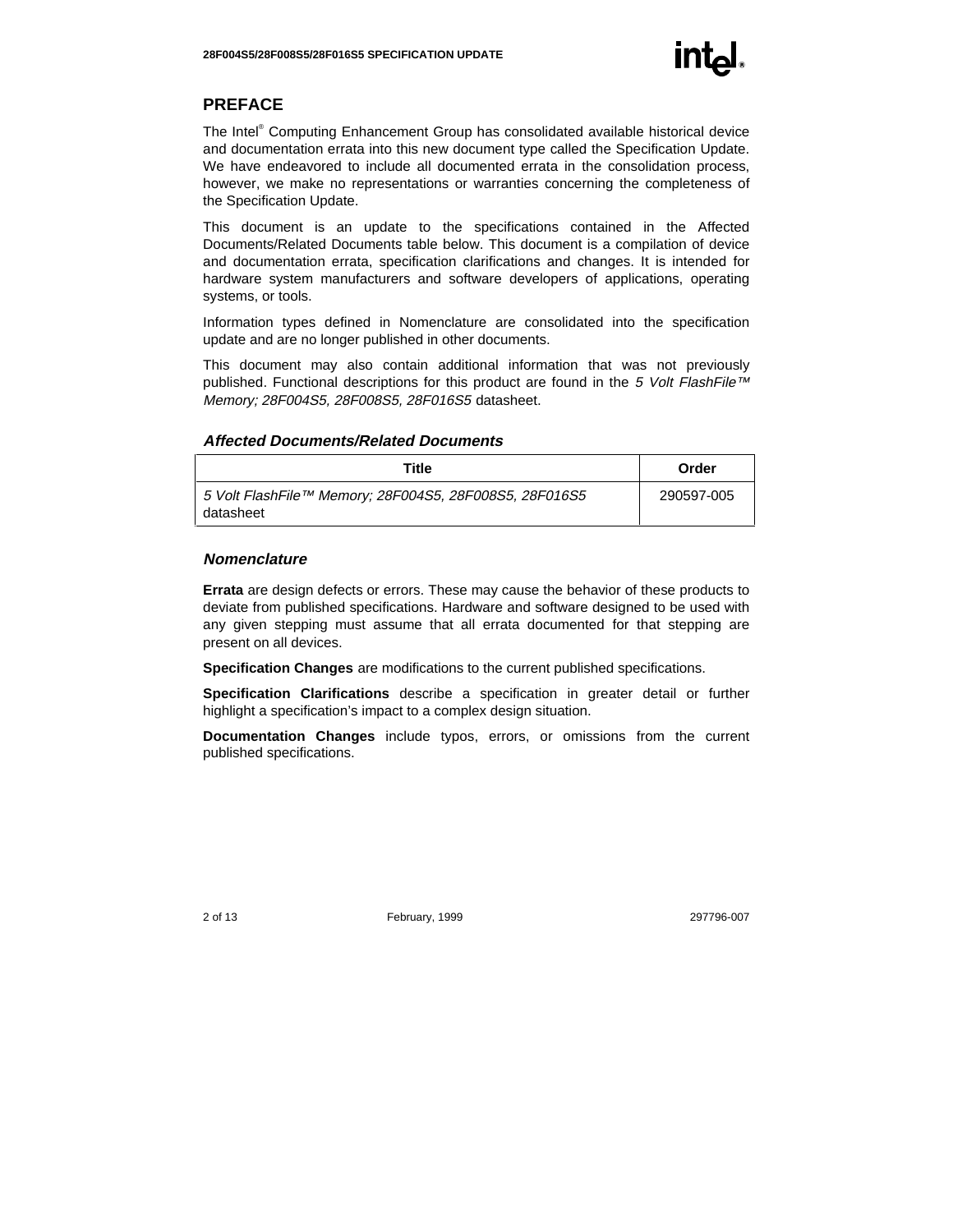## PREFACE

The Intel® Computing Enhancement Group has consolidated available historical device and documentation errata into this new document type called the Specification Update. We have endeavored to include all documented errata in the consolidation process, however, we make no representations or warranties concerning the completeness of the Specification Update.

This document is an update to the specifications contained in the Affected Documents/Related Documents table below. This document is a compilation of device and documentation errata, specification clarifications and changes. It is intended for hardware system manufacturers and software developers of applications, operating systems, or tools.

Information types defined in Nomenclature are consolidated into the specification update and are no longer published in other documents.

This document may also contain additional information that was not previously published. Functional descriptions for this product are found in the *5 Volt FlashFile™ Memory; 28F004S5, 28F008S5, 28F016S5* datasheet.

### *Affected Documents/Related Documents*

| Title | Order |
|---|---|
| *5 Volt FlashFile™ Memory; 28F004S5, 28F008S5, 28F016S5* datasheet | 290597-005 |

### *Nomenclature*

**Errata** are design defects or errors. These may cause the behavior of these products to deviate from published specifications. Hardware and software designed to be used with any given stepping must assume that all errata documented for that stepping are present on all devices.

**Specification Changes** are modifications to the current published specifications.

**Specification Clarifications** describe a specification in greater detail or further highlight a specification's impact to a complex design situation.

**Documentation Changes** include typos, errors, or omissions from the current published specifications.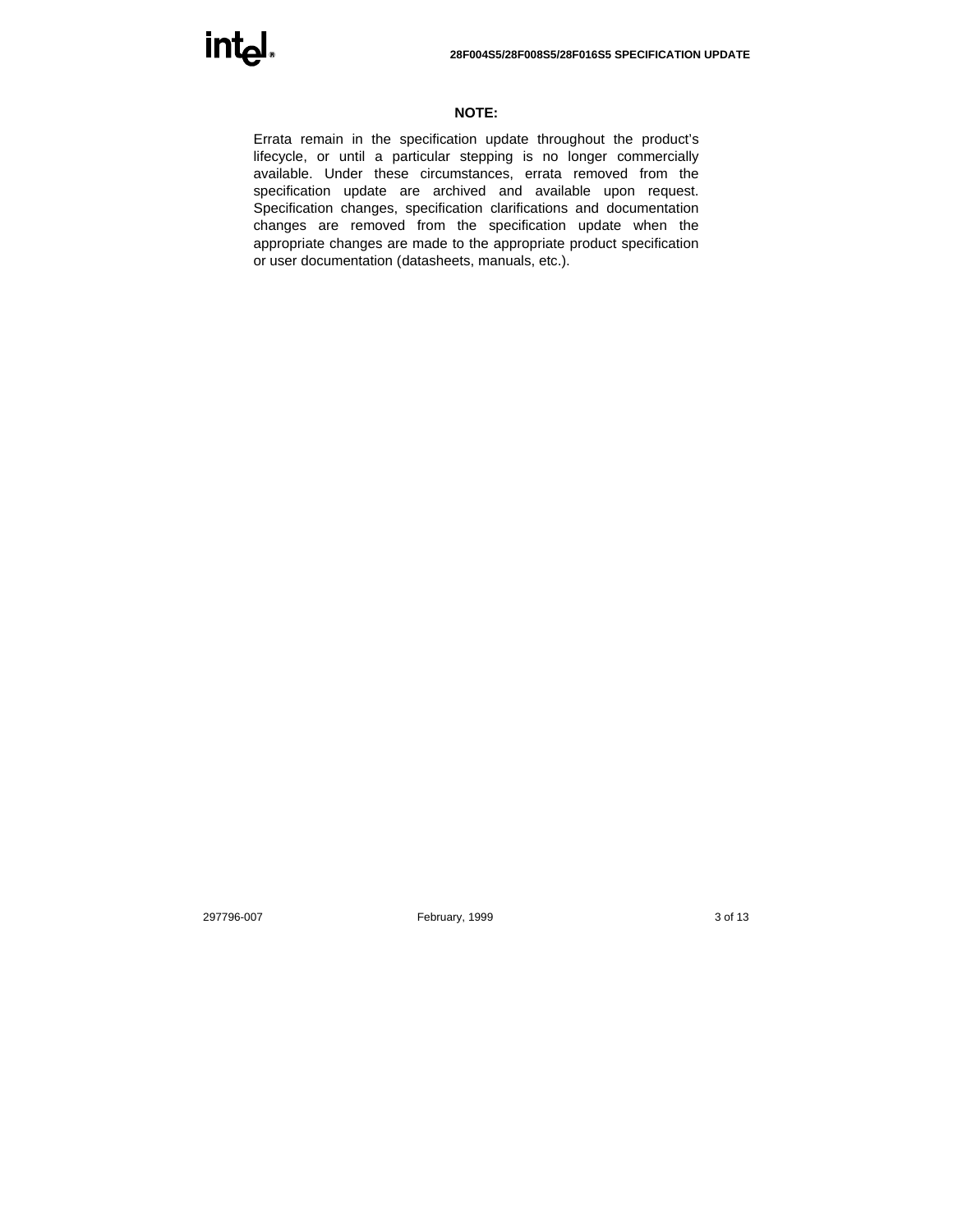**NOTE:**

Errata remain in the specification update throughout the product's lifecycle, or until a particular stepping is no longer commercially available. Under these circumstances, errata removed from the specification update are archived and available upon request. Specification changes, specification clarifications and documentation changes are removed from the specification update when the appropriate changes are made to the appropriate product specification or user documentation (datasheets, manuals, etc.).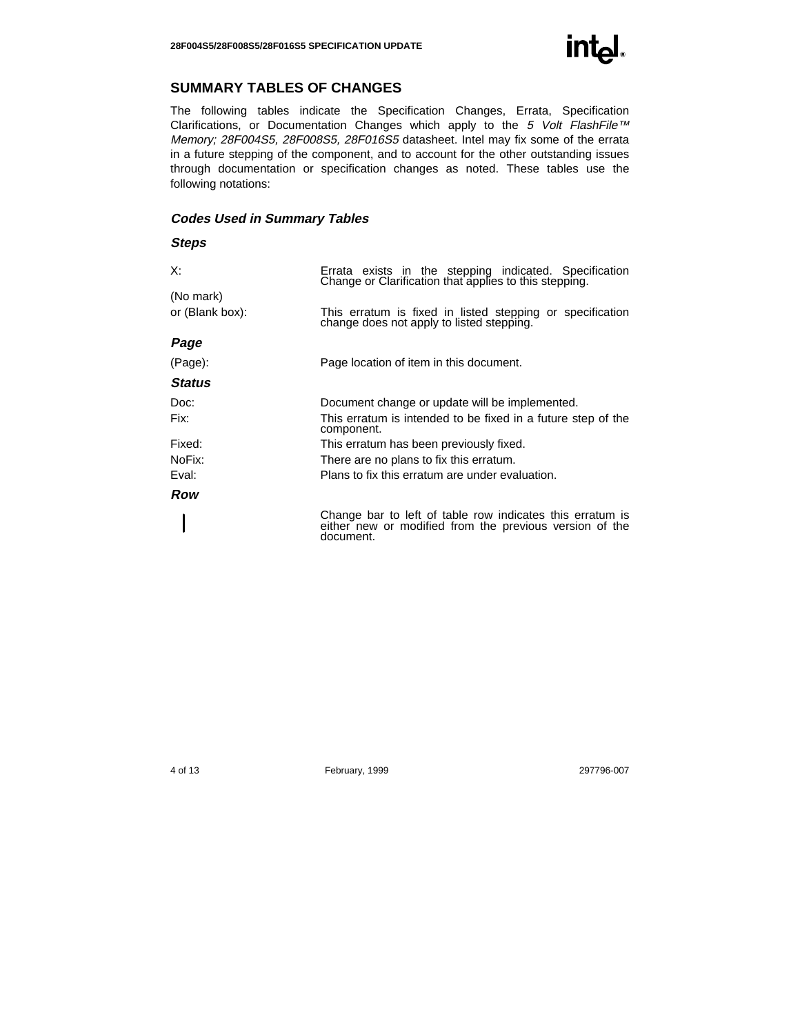## SUMMARY TABLES OF CHANGES

The following tables indicate the Specification Changes, Errata, Specification Clarifications, or Documentation Changes which apply to the *5 Volt FlashFile™ Memory; 28F004S5, 28F008S5, 28F016S5* datasheet. Intel may fix some of the errata in a future stepping of the component, and to account for the other outstanding issues through documentation or specification changes as noted. These tables use the following notations:

### *Codes Used in Summary Tables*

#### *Steps*

X: Errata exists in the stepping indicated. Specification Change or Clarification that applies to this stepping.

(No mark) or (Blank box): This erratum is fixed in listed stepping or specification change does not apply to listed stepping.

#### *Page*

(Page): Page location of item in this document.

#### *Status*

Doc: Document change or update will be implemented.

Fix: This erratum is intended to be fixed in a future step of the component.

Fixed: This erratum has been previously fixed.

NoFix: There are no plans to fix this erratum.

Eval: Plans to fix this erratum are under evaluation.

#### *Row*

| Change bar to left of table row indicates this erratum is either new or modified from the previous version of the document.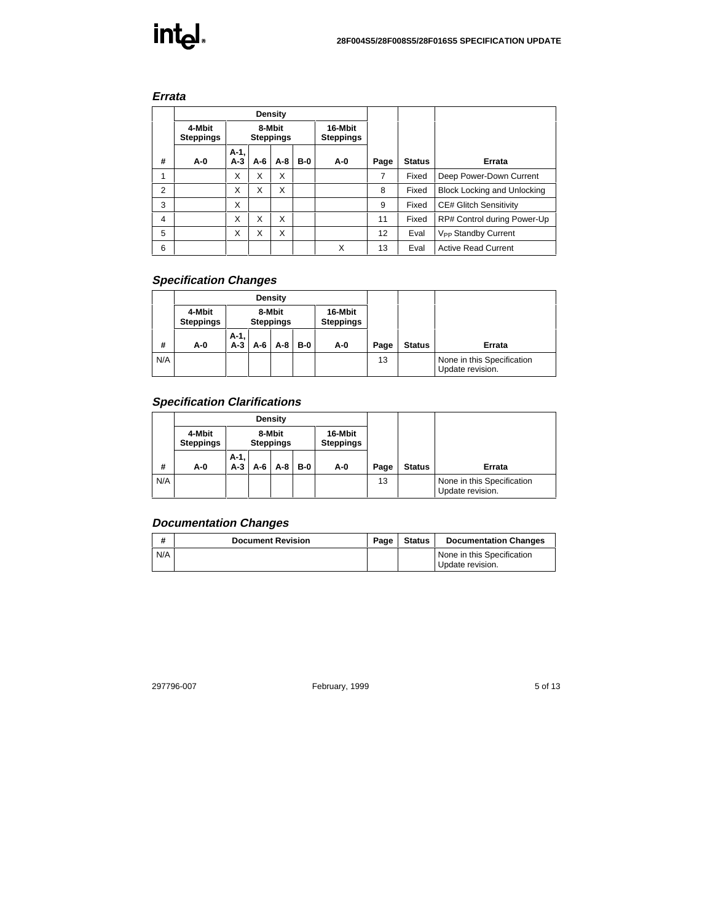## *Errata*

| # | Density | | | | | | Page | Status | Errata |
|---|---|---|---|---|---|---|---|---|---|
| | 4-Mbit Steppings | 8-Mbit Steppings | | | | 16-Mbit Steppings | | | |
| | A-0 | A-1, A-3 | A-6 | A-8 | B-0 | A-0 | | | |
| 1 | | X | X | X | | | 7 | Fixed | Deep Power-Down Current |
| 2 | | X | X | X | | | 8 | Fixed | Block Locking and Unlocking |
| 3 | | X | | | | | 9 | Fixed | CE# Glitch Sensitivity |
| 4 | | X | X | X | | | 11 | Fixed | RP# Control during Power-Up |
| 5 | | X | X | X | | | 12 | Eval | $V_{PP}$ Standby Current |
| 6 | | | | | | X | 13 | Eval | Active Read Current |

## *Specification Changes*

| # | Density | | | | | | Page | Status | Errata |
|---|---|---|---|---|---|---|---|---|---|
| | 4-Mbit Steppings | 8-Mbit Steppings | | | | 16-Mbit Steppings | | | |
| | A-0 | A-1, A-3 | A-6 | A-8 | B-0 | A-0 | | | |
| N/A | | | | | | | 13 | | None in this Specification Update revision. |

## *Specification Clarifications*

| # | Density | | | | | | Page | Status | Errata |
|---|---|---|---|---|---|---|---|---|---|
| | 4-Mbit Steppings | 8-Mbit Steppings | | | | 16-Mbit Steppings | | | |
| | A-0 | A-1, A-3 | A-6 | A-8 | B-0 | A-0 | | | |
| N/A | | | | | | | 13 | | None in this Specification Update revision. |

## *Documentation Changes*

| # | Document Revision | Page | Status | Documentation Changes |
|---|---|---|---|---|
| N/A | | | | None in this Specification Update revision. |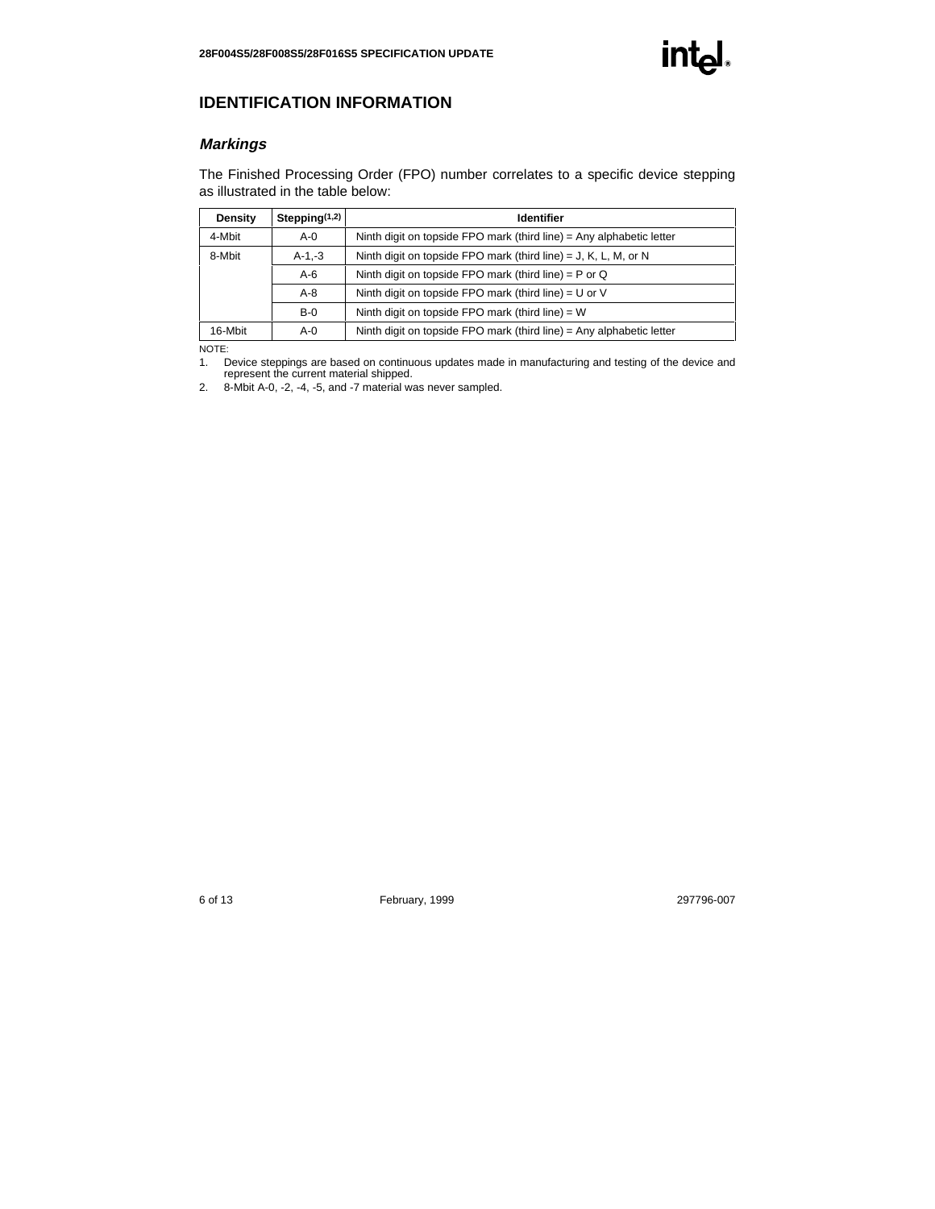## IDENTIFICATION INFORMATION

### *Markings*

The Finished Processing Order (FPO) number correlates to a specific device stepping as illustrated in the table below:

| Density | Stepping[1,2] | Identifier |
|---|---|---|
| 4-Mbit | A-0 | Ninth digit on topside FPO mark (third line) = Any alphabetic letter |
| 8-Mbit | A-1,-3 | Ninth digit on topside FPO mark (third line) = J, K, L, M, or N |
| | A-6 | Ninth digit on topside FPO mark (third line) = P or Q |
| | A-8 | Ninth digit on topside FPO mark (third line) = U or V |
| | B-0 | Ninth digit on topside FPO mark (third line) = W |
| 16-Mbit | A-0 | Ninth digit on topside FPO mark (third line) = Any alphabetic letter |

NOTE:

1. Device steppings are based on continuous updates made in manufacturing and testing of the device and represent the current material shipped.
2. 8-Mbit A-0, -2, -4, -5, and -7 material was never sampled.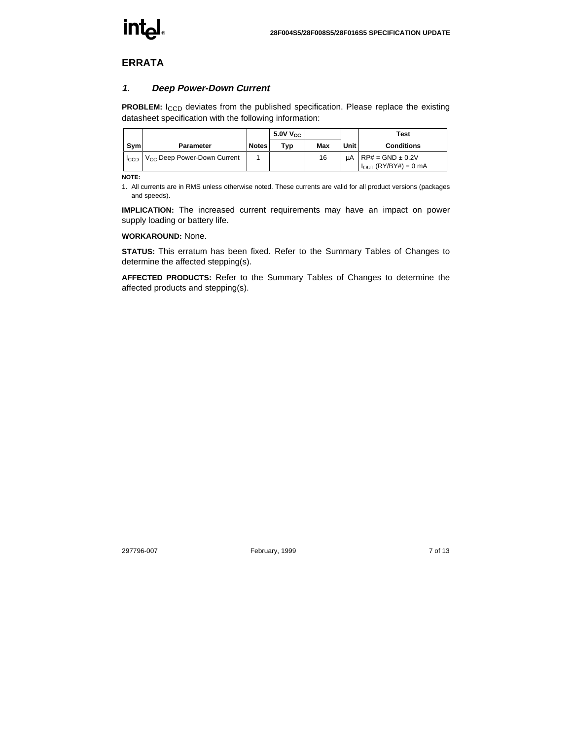## ERRATA

### *1. Deep Power-Down Current*

**PROBLEM:** $I_{CCD}$ deviates from the published specification. Please replace the existing datasheet specification with the following information:

| | | | 5.0V $V_{CC}$ | | | Test |
|---|---|---|---|---|---|---|
| **Sym** | **Parameter** | **Notes** | **Typ** | **Max** | **Unit** | **Conditions** |
| $I_{CCD}$ | $V_{CC}$ Deep Power-Down Current | 1 | | 16 | µA | RP# = GND ± 0.2V<br>$I_{OUT}$ (RY/BY#) = 0 mA |

**NOTE:**

1. All currents are in RMS unless otherwise noted. These currents are valid for all product versions (packages and speeds).

**IMPLICATION:** The increased current requirements may have an impact on power supply loading or battery life.

**WORKAROUND:** None.

**STATUS:** This erratum has been fixed. Refer to the Summary Tables of Changes to determine the affected stepping(s).

**AFFECTED PRODUCTS:** Refer to the Summary Tables of Changes to determine the affected products and stepping(s).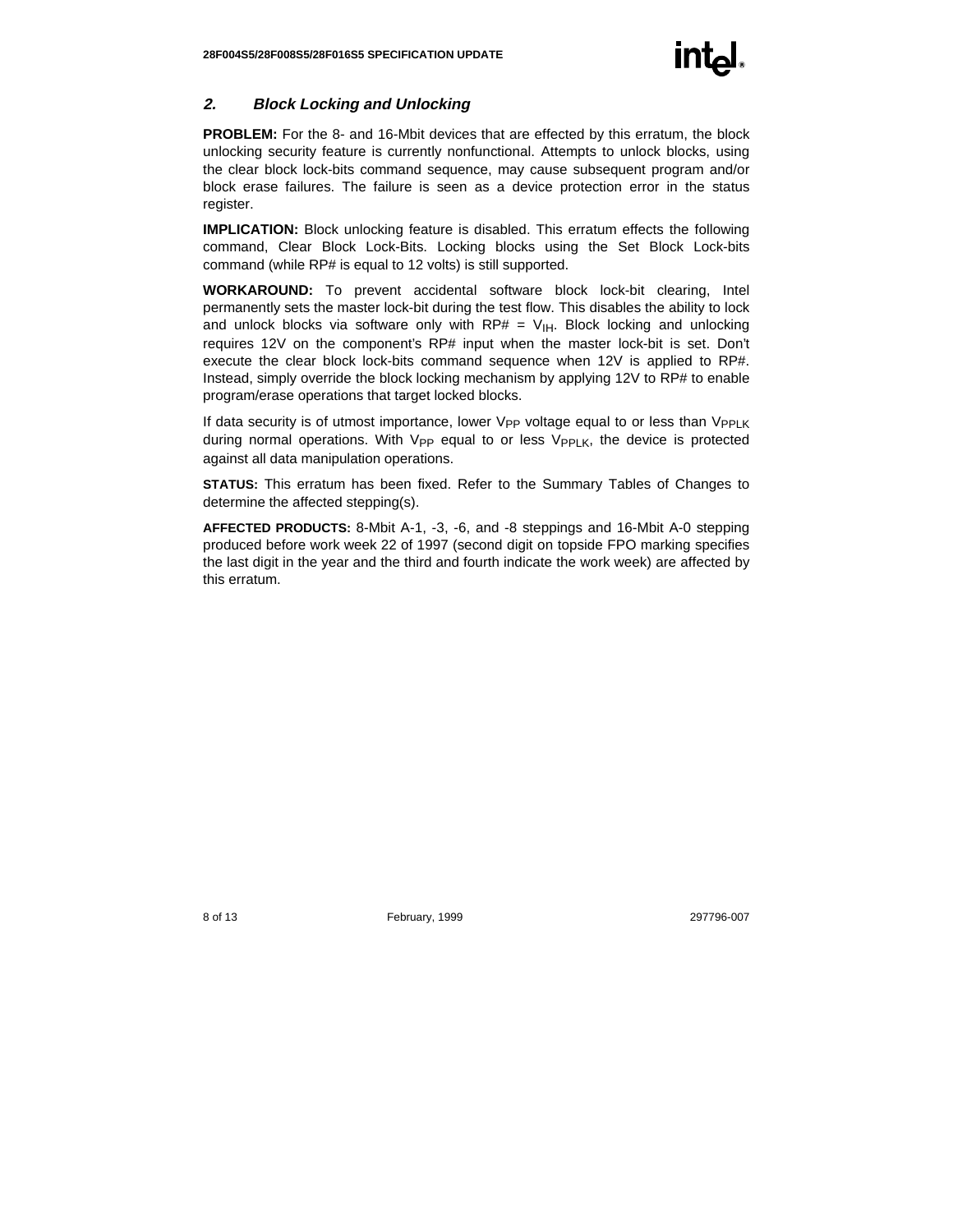## *2. Block Locking and Unlocking*

**PROBLEM:** For the 8- and 16-Mbit devices that are effected by this erratum, the block unlocking security feature is currently nonfunctional. Attempts to unlock blocks, using the clear block lock-bits command sequence, may cause subsequent program and/or block erase failures. The failure is seen as a device protection error in the status register.

**IMPLICATION:** Block unlocking feature is disabled. This erratum effects the following command, Clear Block Lock-Bits. Locking blocks using the Set Block Lock-bits command (while RP# is equal to 12 volts) is still supported.

**WORKAROUND:** To prevent accidental software block lock-bit clearing, Intel permanently sets the master lock-bit during the test flow. This disables the ability to lock and unlock blocks via software only with RP# = $V_{IH}$. Block locking and unlocking requires 12V on the component's RP# input when the master lock-bit is set. Don't execute the clear block lock-bits command sequence when 12V is applied to RP#. Instead, simply override the block locking mechanism by applying 12V to RP# to enable program/erase operations that target locked blocks.

If data security is of utmost importance, lower $V_{PP}$ voltage equal to or less than $V_{PPLK}$ during normal operations. With $V_{PP}$ equal to or less $V_{PPLK}$, the device is protected against all data manipulation operations.

**STATUS:** This erratum has been fixed. Refer to the Summary Tables of Changes to determine the affected stepping(s).

**AFFECTED PRODUCTS:** 8-Mbit A-1, -3, -6, and -8 steppings and 16-Mbit A-0 stepping produced before work week 22 of 1997 (second digit on topside FPO marking specifies the last digit in the year and the third and fourth indicate the work week) are affected by this erratum.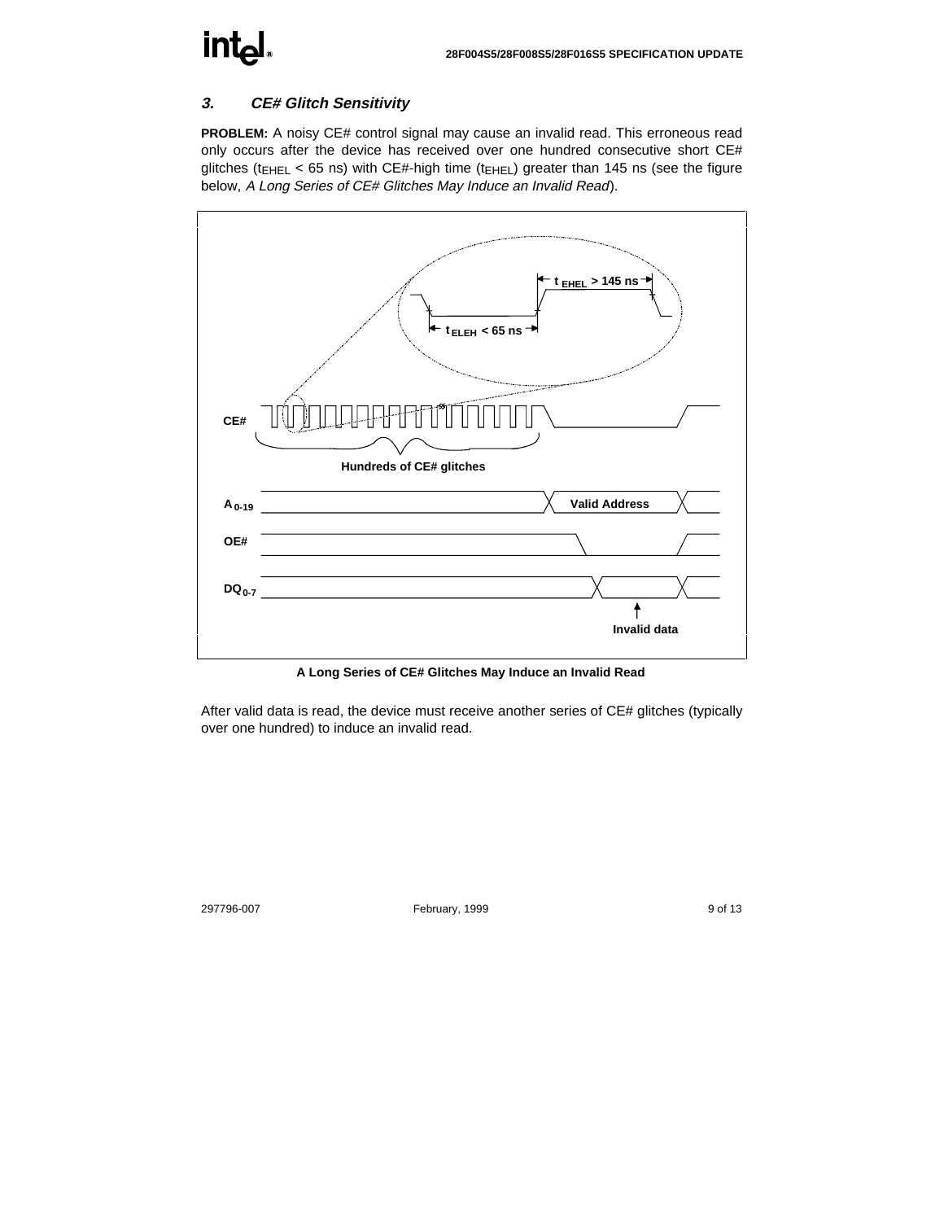### 3. *CE# Glitch Sensitivity*

**PROBLEM:** A noisy CE# control signal may cause an invalid read. This erroneous read only occurs after the device has received over one hundred consecutive short CE# glitches ($t_{EHEL}$ < 65 ns) with CE#-high time ($t_{EHEL}$) greater than 145 ns (see the figure below, *A Long Series of CE# Glitches May Induce an Invalid Read*).

**A Long Series of CE# Glitches May Induce an Invalid Read**

After valid data is read, the device must receive another series of CE# glitches (typically over one hundred) to induce an invalid read.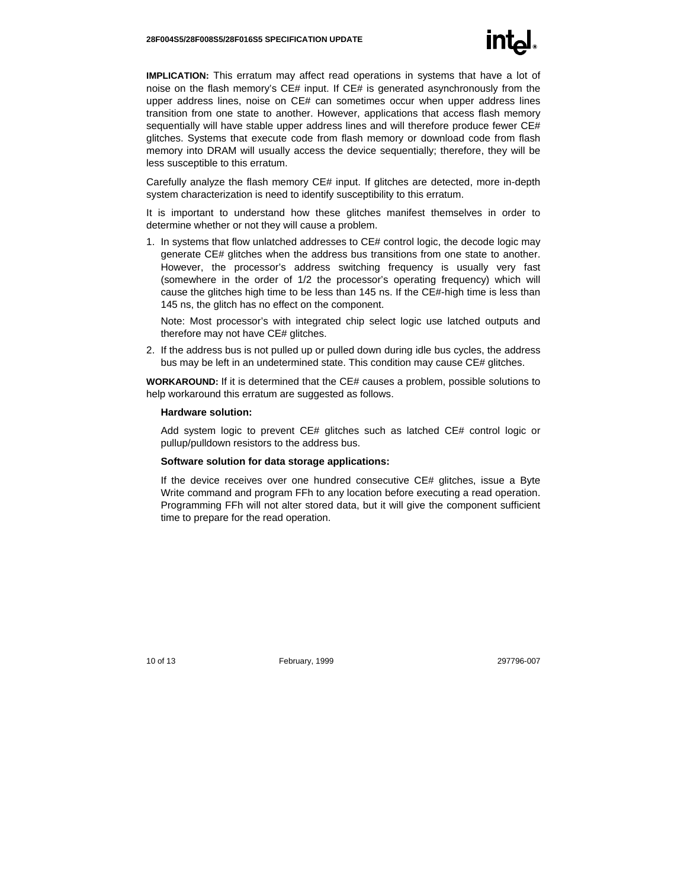**IMPLICATION:** This erratum may affect read operations in systems that have a lot of noise on the flash memory's CE# input. If CE# is generated asynchronously from the upper address lines, noise on CE# can sometimes occur when upper address lines transition from one state to another. However, applications that access flash memory sequentially will have stable upper address lines and will therefore produce fewer CE# glitches. Systems that execute code from flash memory or download code from flash memory into DRAM will usually access the device sequentially; therefore, they will be less susceptible to this erratum.

Carefully analyze the flash memory CE# input. If glitches are detected, more in-depth system characterization is need to identify susceptibility to this erratum.

It is important to understand how these glitches manifest themselves in order to determine whether or not they will cause a problem.

1. In systems that flow unlatched addresses to CE# control logic, the decode logic may generate CE# glitches when the address bus transitions from one state to another. However, the processor's address switching frequency is usually very fast (somewhere in the order of 1/2 the processor's operating frequency) which will cause the glitches high time to be less than 145 ns. If the CE#-high time is less than 145 ns, the glitch has no effect on the component.

   Note: Most processor's with integrated chip select logic use latched outputs and therefore may not have CE# glitches.

2. If the address bus is not pulled up or pulled down during idle bus cycles, the address bus may be left in an undetermined state. This condition may cause CE# glitches.

**WORKAROUND:** If it is determined that the CE# causes a problem, possible solutions to help workaround this erratum are suggested as follows.

**Hardware solution:**

Add system logic to prevent CE# glitches such as latched CE# control logic or pullup/pulldown resistors to the address bus.

**Software solution for data storage applications:**

If the device receives over one hundred consecutive CE# glitches, issue a Byte Write command and program FFh to any location before executing a read operation. Programming FFh will not alter stored data, but it will give the component sufficient time to prepare for the read operation.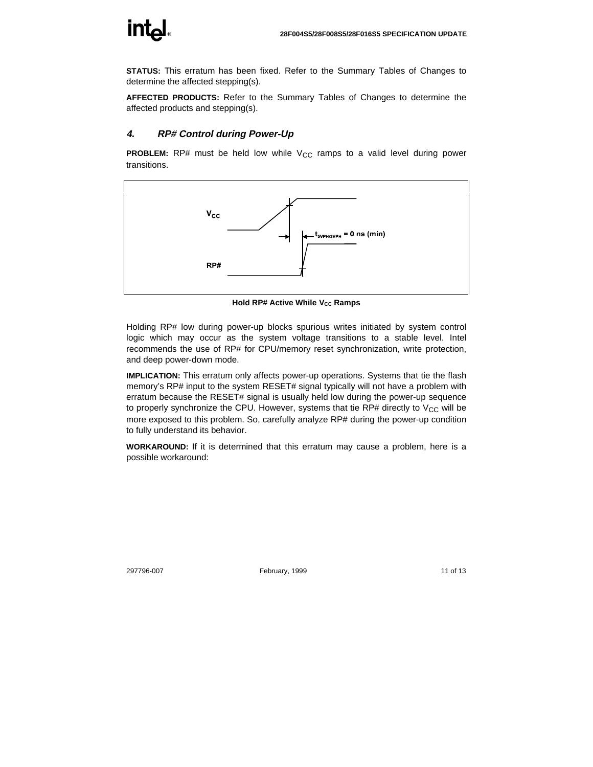**STATUS:** This erratum has been fixed. Refer to the Summary Tables of Changes to determine the affected stepping(s).

**AFFECTED PRODUCTS:** Refer to the Summary Tables of Changes to determine the affected products and stepping(s).

### *4. RP# Control during Power-Up*

**PROBLEM:** RP# must be held low while $V_{CC}$ ramps to a valid level during power transitions.

$V_{CC}$

$t_{5VPH/3VPH}$ = 0 ns (min)

RP#

**Hold RP# Active While $V_{CC}$ Ramps**

Holding RP# low during power-up blocks spurious writes initiated by system control logic which may occur as the system voltage transitions to a stable level. Intel recommends the use of RP# for CPU/memory reset synchronization, write protection, and deep power-down mode.

**IMPLICATION:** This erratum only affects power-up operations. Systems that tie the flash memory's RP# input to the system RESET# signal typically will not have a problem with erratum because the RESET# signal is usually held low during the power-up sequence to properly synchronize the CPU. However, systems that tie RP# directly to $V_{CC}$ will be more exposed to this problem. So, carefully analyze RP# during the power-up condition to fully understand its behavior.

**WORKAROUND:** If it is determined that this erratum may cause a problem, here is a possible workaround: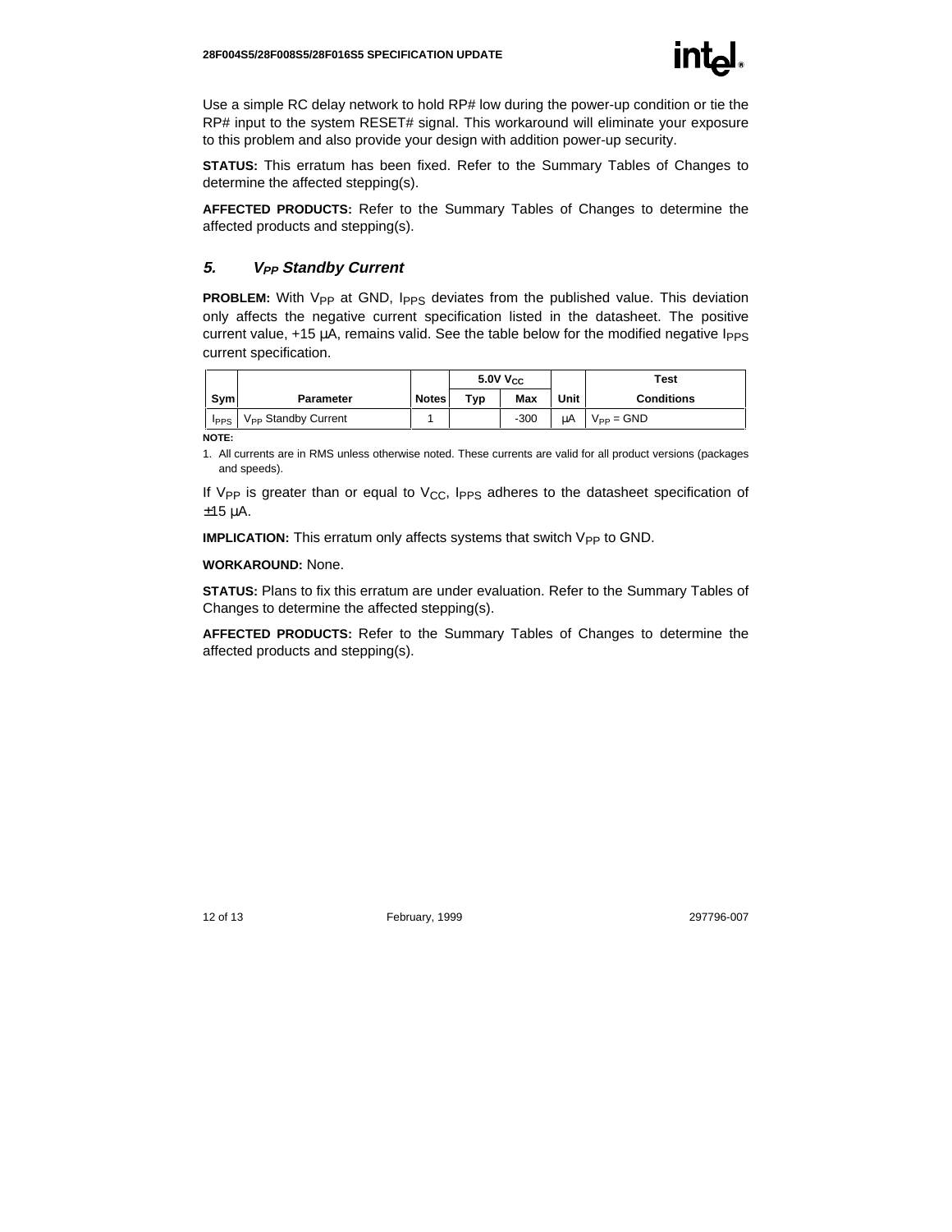Use a simple RC delay network to hold RP# low during the power-up condition or tie the RP# input to the system RESET# signal. This workaround will eliminate your exposure to this problem and also provide your design with addition power-up security.

**STATUS:** This erratum has been fixed. Refer to the Summary Tables of Changes to determine the affected stepping(s).

**AFFECTED PRODUCTS:** Refer to the Summary Tables of Changes to determine the affected products and stepping(s).

### *5. $V_{PP}$ Standby Current*

**PROBLEM:** With $V_{PP}$ at GND, $I_{PPS}$ deviates from the published value. This deviation only affects the negative current specification listed in the datasheet. The positive current value, +15 µA, remains valid. See the table below for the modified negative $I_{PPS}$ current specification.

| Sym | Parameter | Notes | 5.0V $V_{CC}$ | | Unit | Test Conditions |
|---|---|---|---|---|---|---|
| | | | Typ | Max | | |
| $I_{PPS}$ | $V_{PP}$ Standby Current | 1 | | -300 | µA | $V_{PP}$ = GND |

**NOTE:**

1. All currents are in RMS unless otherwise noted. These currents are valid for all product versions (packages and speeds).

If $V_{PP}$ is greater than or equal to $V_{CC}$, $I_{PPS}$ adheres to the datasheet specification of ±15 µA.

**IMPLICATION:** This erratum only affects systems that switch $V_{PP}$ to GND.

**WORKAROUND:** None.

**STATUS:** Plans to fix this erratum are under evaluation. Refer to the Summary Tables of Changes to determine the affected stepping(s).

**AFFECTED PRODUCTS:** Refer to the Summary Tables of Changes to determine the affected products and stepping(s).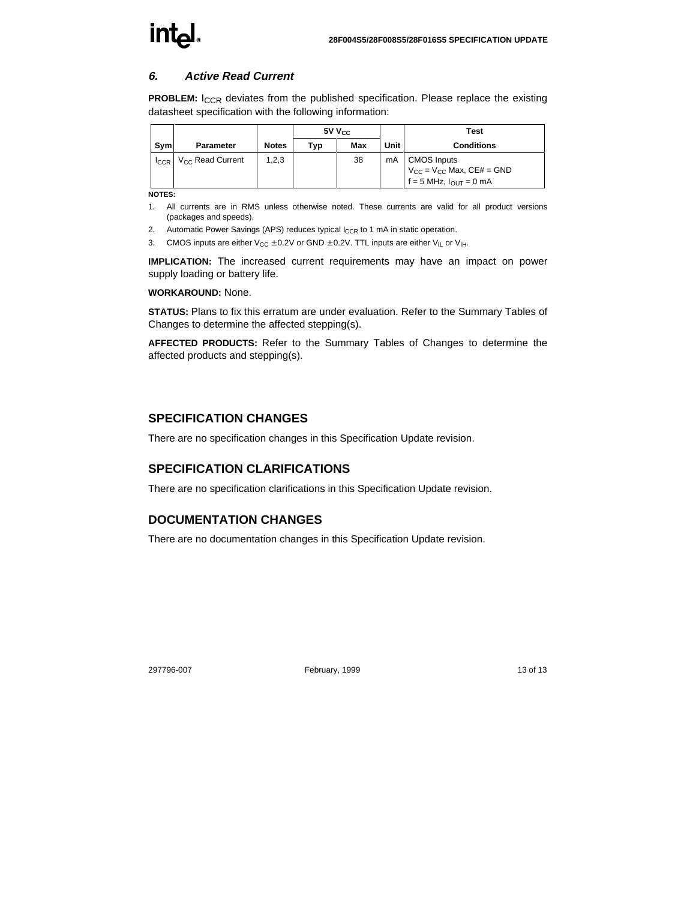### 6. *Active Read Current*

**PROBLEM:** $I_{CCR}$ deviates from the published specification. Please replace the existing datasheet specification with the following information:

| | | | 5V $V_{CC}$ | | | Test |
|---|---|---|---|---|---|---|
| Sym | Parameter | Notes | Typ | Max | Unit | Conditions |
| $I_{CCR}$ | $V_{CC}$ Read Current | 1,2,3 | | 38 | mA | CMOS Inputs<br>$V_{CC} = V_{CC}$ Max, CE# = GND<br>f = 5 MHz, $I_{OUT}$ = 0 mA |

**NOTES:**

1. All currents are in RMS unless otherwise noted. These currents are valid for all product versions (packages and speeds).
2. Automatic Power Savings (APS) reduces typical $I_{CCR}$ to 1 mA in static operation.
3. CMOS inputs are either $V_{CC} \pm 0.2V$ or GND $\pm 0.2V$. TTL inputs are either $V_{IL}$ or $V_{IH}$.

**IMPLICATION:** The increased current requirements may have an impact on power supply loading or battery life.

**WORKAROUND:** None.

**STATUS:** Plans to fix this erratum are under evaluation. Refer to the Summary Tables of Changes to determine the affected stepping(s).

**AFFECTED PRODUCTS:** Refer to the Summary Tables of Changes to determine the affected products and stepping(s).

## SPECIFICATION CHANGES

There are no specification changes in this Specification Update revision.

## SPECIFICATION CLARIFICATIONS

There are no specification clarifications in this Specification Update revision.

## DOCUMENTATION CHANGES

There are no documentation changes in this Specification Update revision.